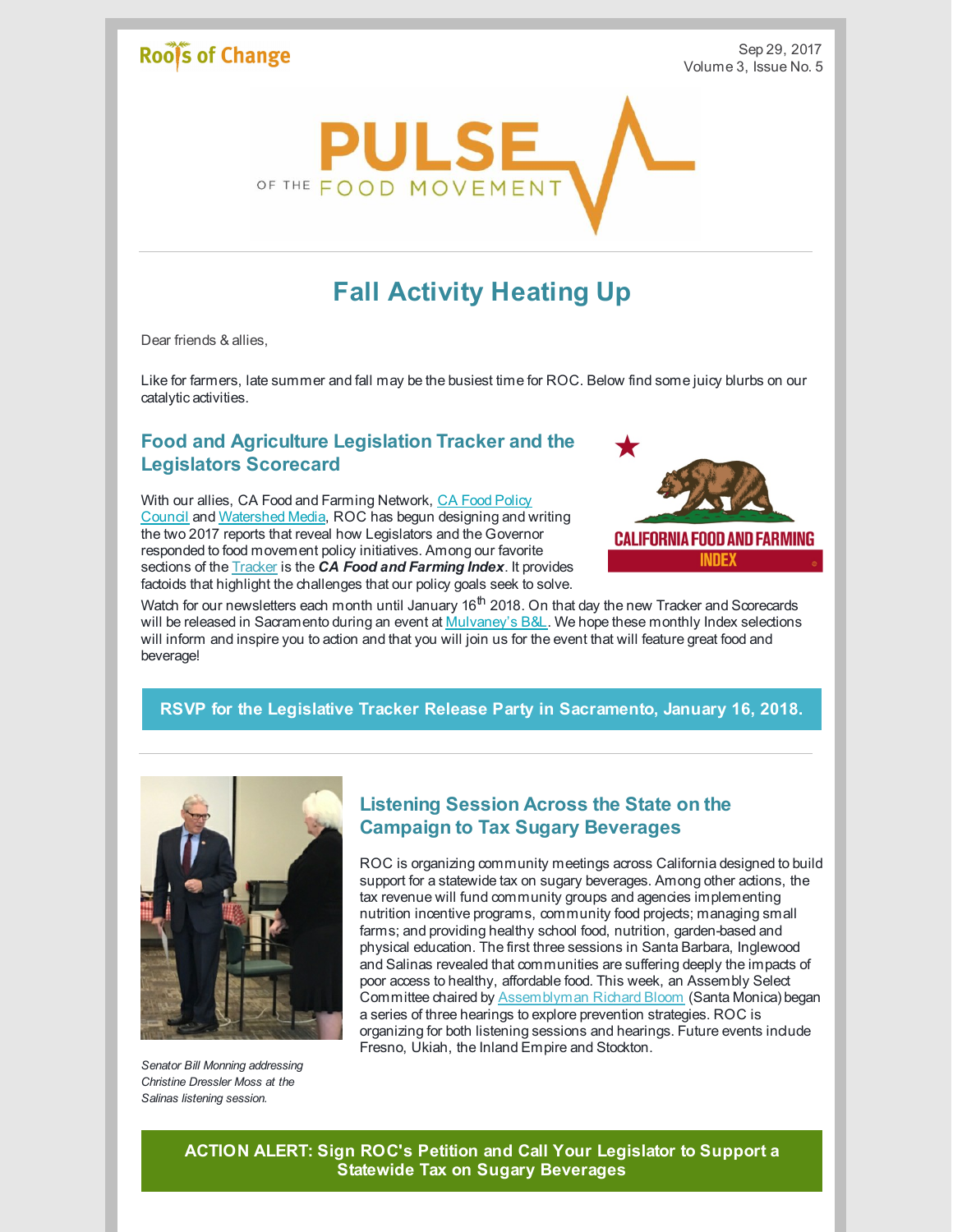Roots of Change

Sep 29, 2017
Volume 3, Issue No. 5

PULSE OF THE FOOD MOVEMENT

# Fall Activity Heating Up

Dear friends & allies,

Like for farmers, late summer and fall may be the busiest time for ROC. Below find some juicy blurbs on our catalytic activities.

## Food and Agriculture Legislation Tracker and the Legislators Scorecard

CALIFORNIA FOOD AND FARMING INDEX

With our allies, CA Food and Farming Network, CA Food Policy Council and Watershed Media, ROC has begun designing and writing the two 2017 reports that reveal how Legislators and the Governor responded to food movement policy initiatives. Among our favorite sections of the Tracker is the ***CA Food and Farming Index***. It provides factoids that highlight the challenges that our policy goals seek to solve. Watch for our newsletters each month until January 16th 2018. On that day the new Tracker and Scorecards will be released in Sacramento during an event at Mulvaney's B&L. We hope these monthly Index selections will inform and inspire you to action and that you will join us for the event that will feature great food and beverage!

**RSVP for the Legislative Tracker Release Party in Sacramento, January 16, 2018.**

## Listening Session Across the State on the Campaign to Tax Sugary Beverages

*Senator Bill Monning addressing Christine Dressler Moss at the Salinas listening session.*

ROC is organizing community meetings across California designed to build support for a statewide tax on sugary beverages. Among other actions, the tax revenue will fund community groups and agencies implementing nutrition incentive programs, community food projects; managing small farms; and providing healthy school food, nutrition, garden-based and physical education. The first three sessions in Santa Barbara, Inglewood and Salinas revealed that communities are suffering deeply the impacts of poor access to healthy, affordable food. This week, an Assembly Select Committee chaired by Assemblyman Richard Bloom (Santa Monica) began a series of three hearings to explore prevention strategies. ROC is organizing for both listening sessions and hearings. Future events include Fresno, Ukiah, the Inland Empire and Stockton.

**ACTION ALERT: Sign ROC's Petition and Call Your Legislator to Support a Statewide Tax on Sugary Beverages**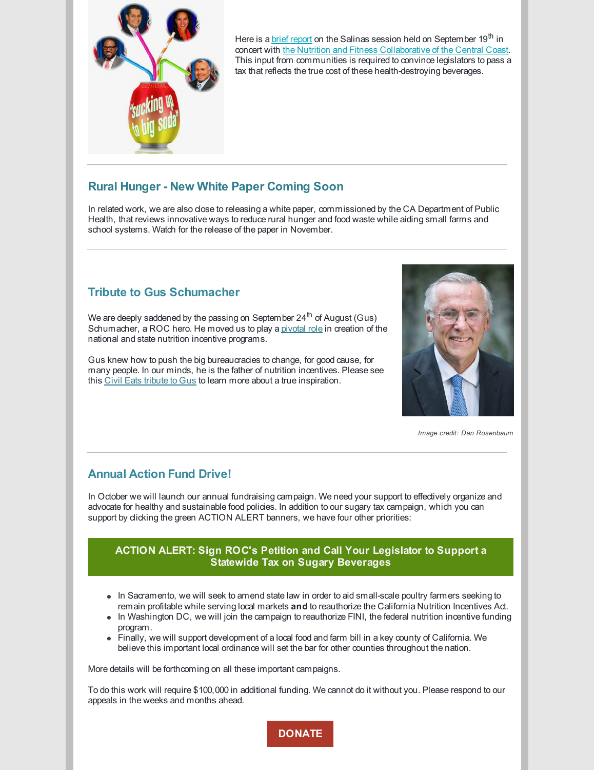Here is a brief report on the Salinas session held on September 19th in concert with the Nutrition and Fitness Collaborative of the Central Coast. This input from communities is required to convince legislators to pass a tax that reflects the true cost of these health-destroying beverages.

## Rural Hunger - New White Paper Coming Soon

In related work, we are also close to releasing a white paper, commissioned by the CA Department of Public Health, that reviews innovative ways to reduce rural hunger and food waste while aiding small farms and school systems. Watch for the release of the paper in November.

## Tribute to Gus Schumacher

We are deeply saddened by the passing on September 24th of August (Gus) Schumacher, a ROC hero. He moved us to play a pivotal role in creation of the national and state nutrition incentive programs.

Gus knew how to push the big bureaucracies to change, for good cause, for many people. In our minds, he is the father of nutrition incentives. Please see this Civil Eats tribute to Gus to learn more about a true inspiration.

*Image credit: Dan Rosenbaum*

## Annual Action Fund Drive!

In October we will launch our annual fundraising campaign. We need your support to effectively organize and advocate for healthy and sustainable food policies. In addition to our sugary tax campaign, which you can support by clicking the green ACTION ALERT banners, we have four other priorities:

**ACTION ALERT: Sign ROC's Petition and Call Your Legislator to Support a Statewide Tax on Sugary Beverages**

- In Sacramento, we will seek to amend state law in order to aid small-scale poultry farmers seeking to remain profitable while serving local markets **and** to reauthorize the California Nutrition Incentives Act.
- In Washington DC, we will join the campaign to reauthorize FINI, the federal nutrition incentive funding program.
- Finally, we will support development of a local food and farm bill in a key county of California. We believe this important local ordinance will set the bar for other counties throughout the nation.

More details will be forthcoming on all these important campaigns.

To do this work will require $100,000 in additional funding. We cannot do it without you. Please respond to our appeals in the weeks and months ahead.

**DONATE**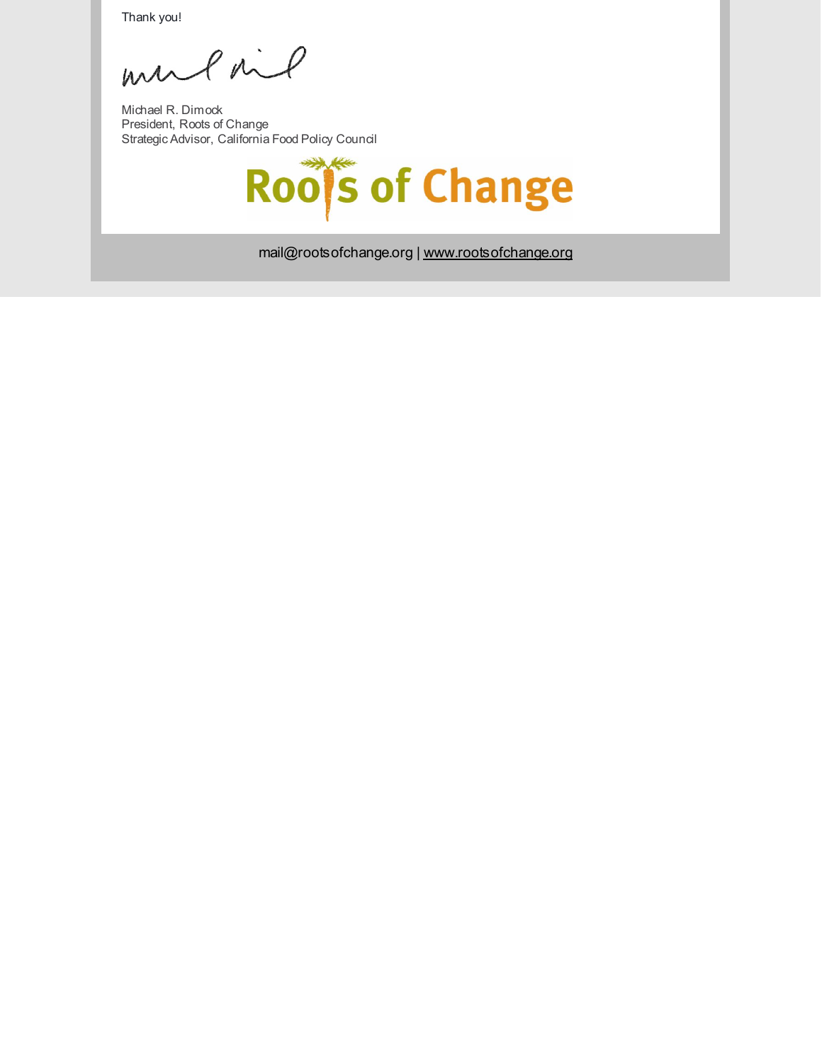Thank you!

Michael R. Dimock
President, Roots of Change
Strategic Advisor, California Food Policy Council

Roots of Change

mail@rootsofchange.org | www.rootsofchange.org